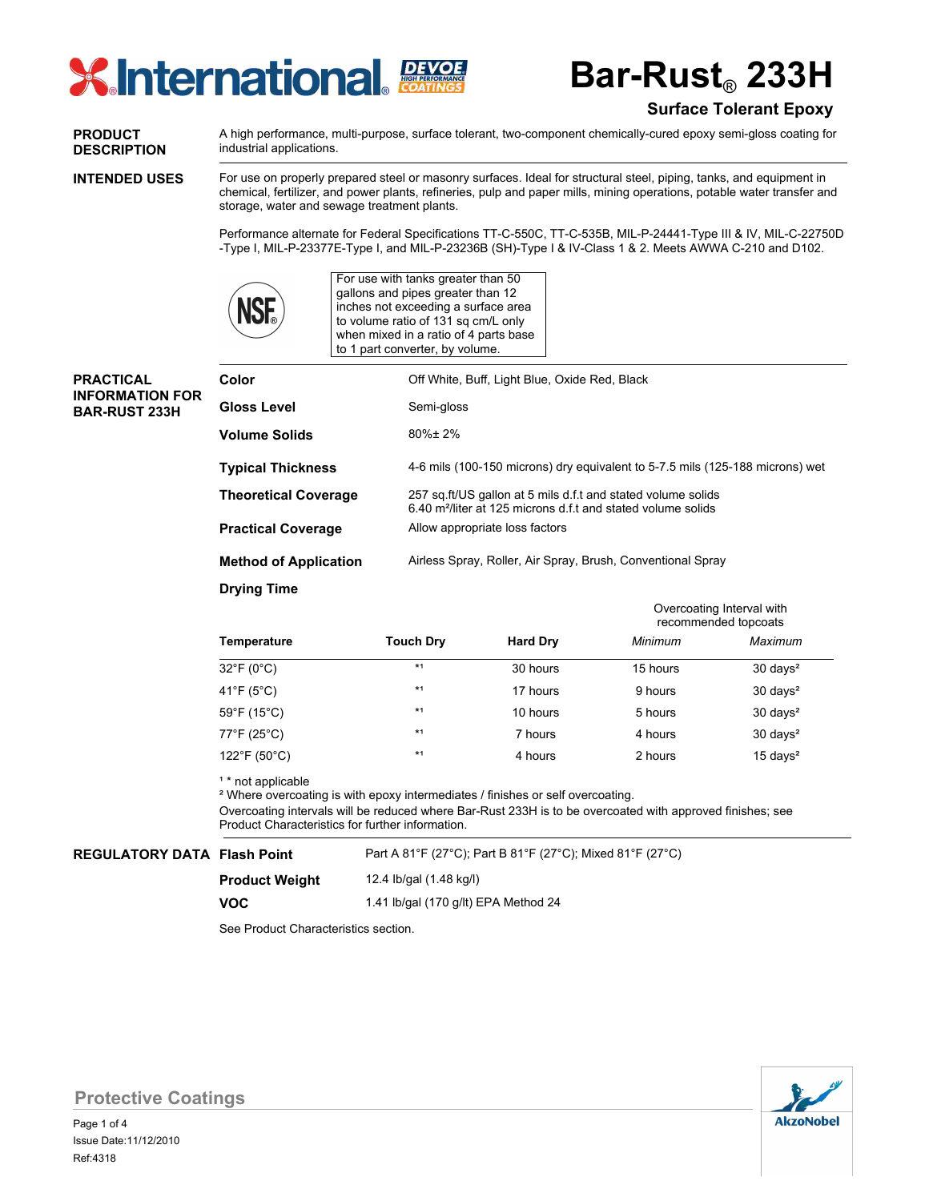# Bar-Rust® 233H

## Surface Tolerant Epoxy

**PRODUCT DESCRIPTION**

A high performance, multi-purpose, surface tolerant, two-component chemically-cured epoxy semi-gloss coating for industrial applications.

**INTENDED USES**

For use on properly prepared steel or masonry surfaces. Ideal for structural steel, piping, tanks, and equipment in chemical, fertilizer, and power plants, refineries, pulp and paper mills, mining operations, potable water transfer and storage, water and sewage treatment plants.

Performance alternate for Federal Specifications TT-C-550C, TT-C-535B, MIL-P-24441-Type III & IV, MIL-C-22750D -Type I, MIL-P-23377E-Type I, and MIL-P-23236B (SH)-Type I & IV-Class 1 & 2. Meets AWWA C-210 and D102.

NSF®

For use with tanks greater than 50 gallons and pipes greater than 12 inches not exceeding a surface area to volume ratio of 131 sq cm/L only when mixed in a ratio of 4 parts base to 1 part converter, by volume.

**PRACTICAL INFORMATION FOR BAR-RUST 233H**

| | |
|---|---|
| **Color** | Off White, Buff, Light Blue, Oxide Red, Black |
| **Gloss Level** | Semi-gloss |
| **Volume Solids** | 80%± 2% |
| **Typical Thickness** | 4-6 mils (100-150 microns) dry equivalent to 5-7.5 mils (125-188 microns) wet |
| **Theoretical Coverage** | 257 sq.ft/US gallon at 5 mils d.f.t and stated volume solids<br>6.40 m²/liter at 125 microns d.f.t and stated volume solids |
| **Practical Coverage** | Allow appropriate loss factors |
| **Method of Application** | Airless Spray, Roller, Air Spray, Brush, Conventional Spray |

**Drying Time**

| Temperature | Touch Dry | Hard Dry | Overcoating Interval with recommended topcoats *Minimum* | Overcoating Interval with recommended topcoats *Maximum* |
|---|---|---|---|---|
| 32°F (0°C) | *[1] | 30 hours | 15 hours | 30 days[2] |
| 41°F (5°C) | *[1] | 17 hours | 9 hours | 30 days[2] |
| 59°F (15°C) | *[1] | 10 hours | 5 hours | 30 days[2] |
| 77°F (25°C) | *[1] | 7 hours | 4 hours | 30 days[2] |
| 122°F (50°C) | *[1] | 4 hours | 2 hours | 15 days[2] |

[1] * not applicable
[2] Where overcoating is with epoxy intermediates / finishes or self overcoating.
Overcoating intervals will be reduced where Bar-Rust 233H is to be overcoated with approved finishes; see Product Characteristics for further information.

**REGULATORY DATA**

| | |
|---|---|
| **Flash Point** | Part A 81°F (27°C); Part B 81°F (27°C); Mixed 81°F (27°C) |
| **Product Weight** | 12.4 lb/gal (1.48 kg/l) |
| **VOC** | 1.41 lb/gal (170 g/lt) EPA Method 24 |

See Product Characteristics section.

Protective Coatings

Issue Date:11/12/2010
Ref:4318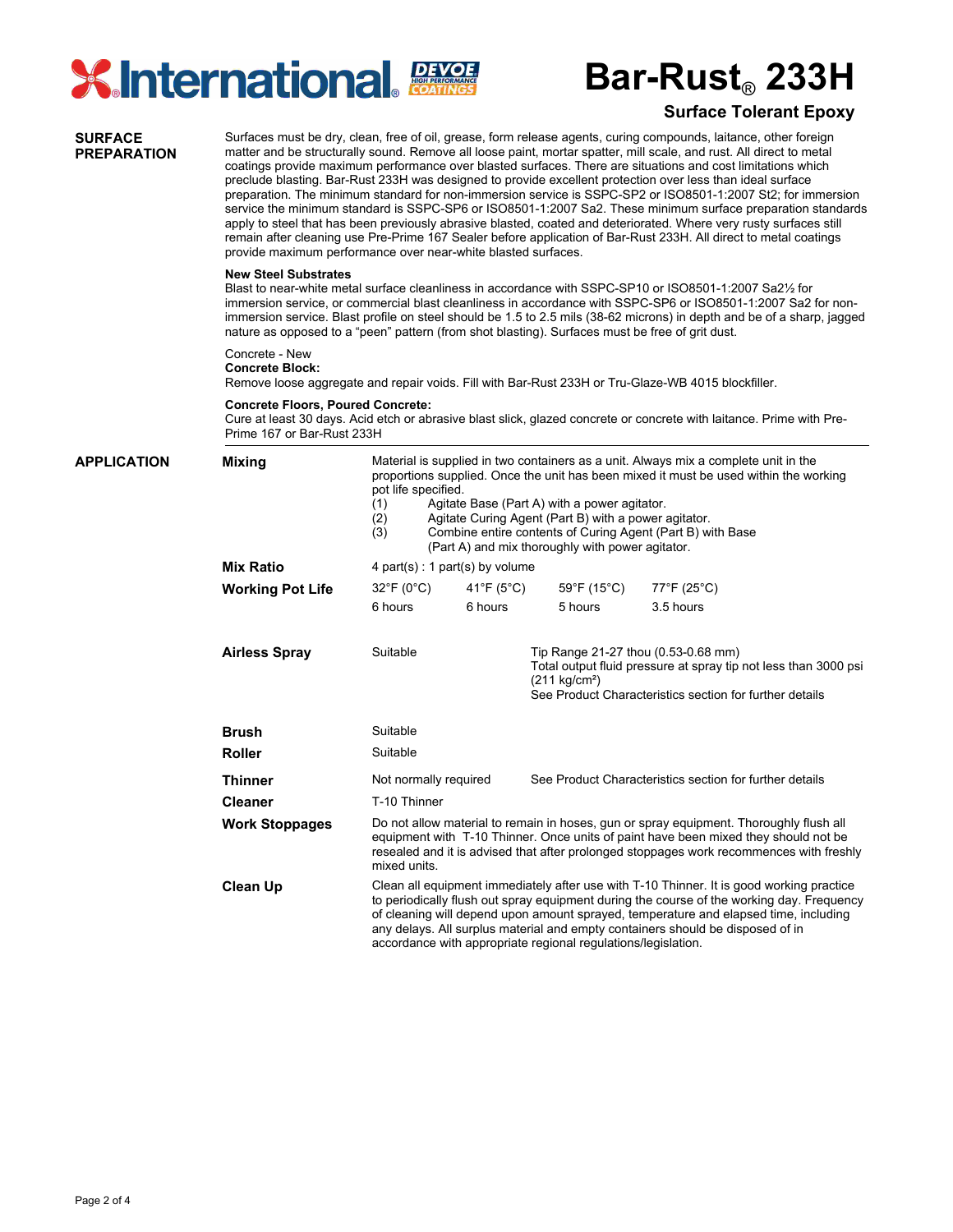# Bar-Rust® 233H

**Surface Tolerant Epoxy**

## SURFACE PREPARATION

Surfaces must be dry, clean, free of oil, grease, form release agents, curing compounds, laitance, other foreign matter and be structurally sound. Remove all loose paint, mortar spatter, mill scale, and rust. All direct to metal coatings provide maximum performance over blasted surfaces. There are situations and cost limitations which preclude blasting. Bar-Rust 233H was designed to provide excellent protection over less than ideal surface preparation. The minimum standard for non-immersion service is SSPC-SP2 or ISO8501-1:2007 St2; for immersion service the minimum standard is SSPC-SP6 or ISO8501-1:2007 Sa2. These minimum surface preparation standards apply to steel that has been previously abrasive blasted, coated and deteriorated. Where very rusty surfaces still remain after cleaning use Pre-Prime 167 Sealer before application of Bar-Rust 233H. All direct to metal coatings provide maximum performance over near-white blasted surfaces.

**New Steel Substrates**
Blast to near-white metal surface cleanliness in accordance with SSPC-SP10 or ISO8501-1:2007 Sa2½ for immersion service, or commercial blast cleanliness in accordance with SSPC-SP6 or ISO8501-1:2007 Sa2 for non-immersion service. Blast profile on steel should be 1.5 to 2.5 mils (38-62 microns) in depth and be of a sharp, jagged nature as opposed to a "peen" pattern (from shot blasting). Surfaces must be free of grit dust.

Concrete - New
**Concrete Block:**
Remove loose aggregate and repair voids. Fill with Bar-Rust 233H or Tru-Glaze-WB 4015 blockfiller.

**Concrete Floors, Poured Concrete:**
Cure at least 30 days. Acid etch or abrasive blast slick, glazed concrete or concrete with laitance. Prime with Pre-Prime 167 or Bar-Rust 233H

## APPLICATION

**Mixing**

Material is supplied in two containers as a unit. Always mix a complete unit in the proportions supplied. Once the unit has been mixed it must be used within the working pot life specified.

(1) Agitate Base (Part A) with a power agitator.
(2) Agitate Curing Agent (Part B) with a power agitator.
(3) Combine entire contents of Curing Agent (Part B) with Base (Part A) and mix thoroughly with power agitator.

**Mix Ratio**

4 part(s) : 1 part(s) by volume

**Working Pot Life**

| 32°F (0°C) | 41°F (5°C) | 59°F (15°C) | 77°F (25°C) |
|---|---|---|---|
| 6 hours | 6 hours | 5 hours | 3.5 hours |

**Airless Spray**

Suitable

Tip Range 21-27 thou (0.53-0.68 mm)
Total output fluid pressure at spray tip not less than 3000 psi (211 kg/cm²)
See Product Characteristics section for further details

**Brush**

Suitable

**Roller**

Suitable

**Thinner**

Not normally required — See Product Characteristics section for further details

**Cleaner**

T-10 Thinner

**Work Stoppages**

Do not allow material to remain in hoses, gun or spray equipment. Thoroughly flush all equipment with T-10 Thinner. Once units of paint have been mixed they should not be resealed and it is advised that after prolonged stoppages work recommences with freshly mixed units.

**Clean Up**

Clean all equipment immediately after use with T-10 Thinner. It is good working practice to periodically flush out spray equipment during the course of the working day. Frequency of cleaning will depend upon amount sprayed, temperature and elapsed time, including any delays. All surplus material and empty containers should be disposed of in accordance with appropriate regional regulations/legislation.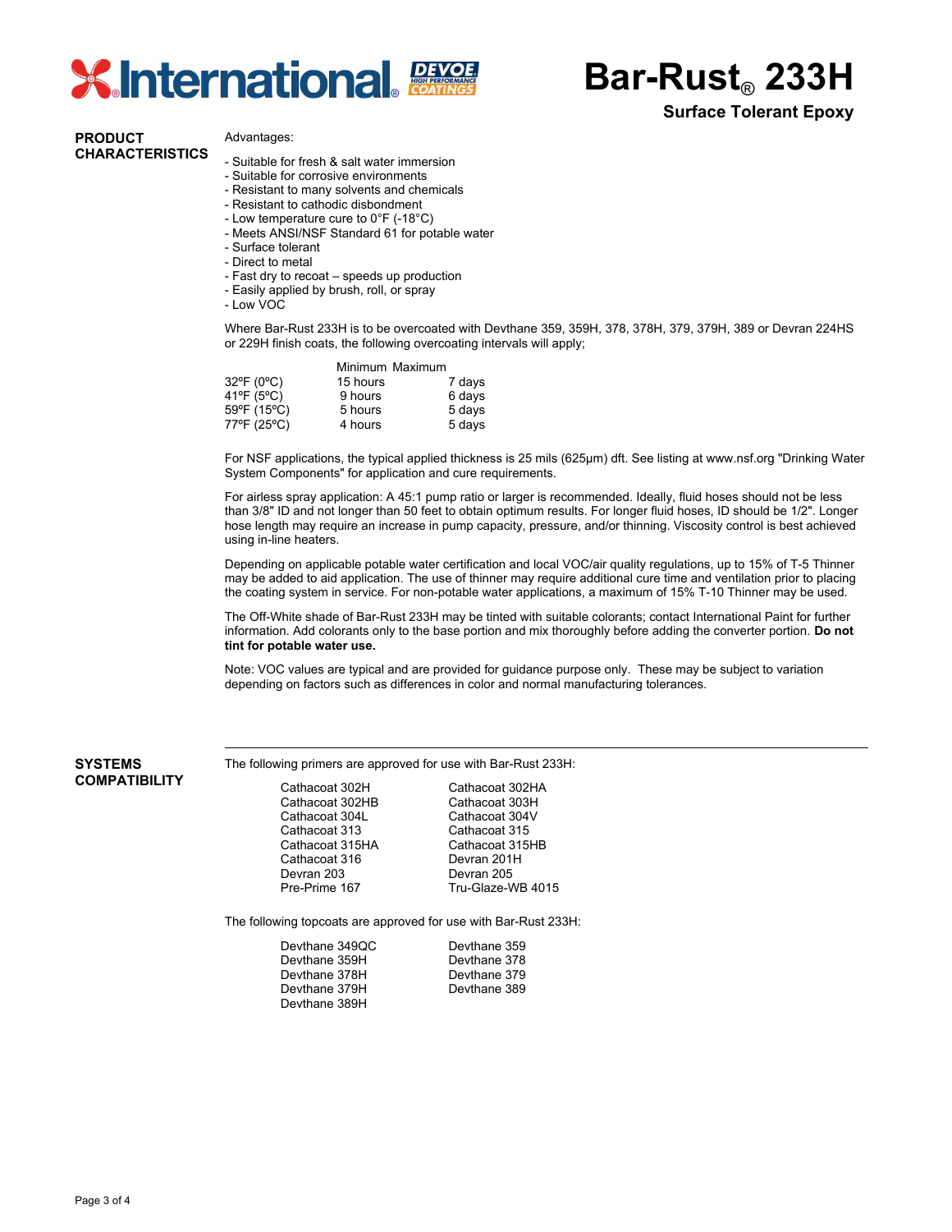# Bar-Rust® 233H

**Surface Tolerant Epoxy**

## PRODUCT CHARACTERISTICS

Advantages:

- Suitable for fresh & salt water immersion
- Suitable for corrosive environments
- Resistant to many solvents and chemicals
- Resistant to cathodic disbondment
- Low temperature cure to 0°F (-18°C)
- Meets ANSI/NSF Standard 61 for potable water
- Surface tolerant
- Direct to metal
- Fast dry to recoat – speeds up production
- Easily applied by brush, roll, or spray
- Low VOC

Where Bar-Rust 233H is to be overcoated with Devthane 359, 359H, 378, 378H, 379, 379H, 389 or Devran 224HS or 229H finish coats, the following overcoating intervals will apply;

| | Minimum | Maximum |
|---|---|---|
| 32ºF (0ºC) | 15 hours | 7 days |
| 41ºF (5ºC) | 9 hours | 6 days |
| 59ºF (15ºC) | 5 hours | 5 days |
| 77ºF (25ºC) | 4 hours | 5 days |

For NSF applications, the typical applied thickness is 25 mils (625µm) dft. See listing at www.nsf.org "Drinking Water System Components" for application and cure requirements.

For airless spray application: A 45:1 pump ratio or larger is recommended. Ideally, fluid hoses should not be less than 3/8" ID and not longer than 50 feet to obtain optimum results. For longer fluid hoses, ID should be 1/2". Longer hose length may require an increase in pump capacity, pressure, and/or thinning. Viscosity control is best achieved using in-line heaters.

Depending on applicable potable water certification and local VOC/air quality regulations, up to 15% of T-5 Thinner may be added to aid application. The use of thinner may require additional cure time and ventilation prior to placing the coating system in service. For non-potable water applications, a maximum of 15% T-10 Thinner may be used.

The Off-White shade of Bar-Rust 233H may be tinted with suitable colorants; contact International Paint for further information. Add colorants only to the base portion and mix thoroughly before adding the converter portion. **Do not tint for potable water use.**

Note: VOC values are typical and are provided for guidance purpose only. These may be subject to variation depending on factors such as differences in color and normal manufacturing tolerances.

## SYSTEMS COMPATIBILITY

The following primers are approved for use with Bar-Rust 233H:

| | |
|---|---|
| Cathacoat 302H | Cathacoat 302HA |
| Cathacoat 302HB | Cathacoat 303H |
| Cathacoat 304L | Cathacoat 304V |
| Cathacoat 313 | Cathacoat 315 |
| Cathacoat 315HA | Cathacoat 315HB |
| Cathacoat 316 | Devran 201H |
| Devran 203 | Devran 205 |
| Pre-Prime 167 | Tru-Glaze-WB 4015 |

The following topcoats are approved for use with Bar-Rust 233H:

| | |
|---|---|
| Devthane 349QC | Devthane 359 |
| Devthane 359H | Devthane 378 |
| Devthane 378H | Devthane 379 |
| Devthane 379H | Devthane 389 |
| Devthane 389H | |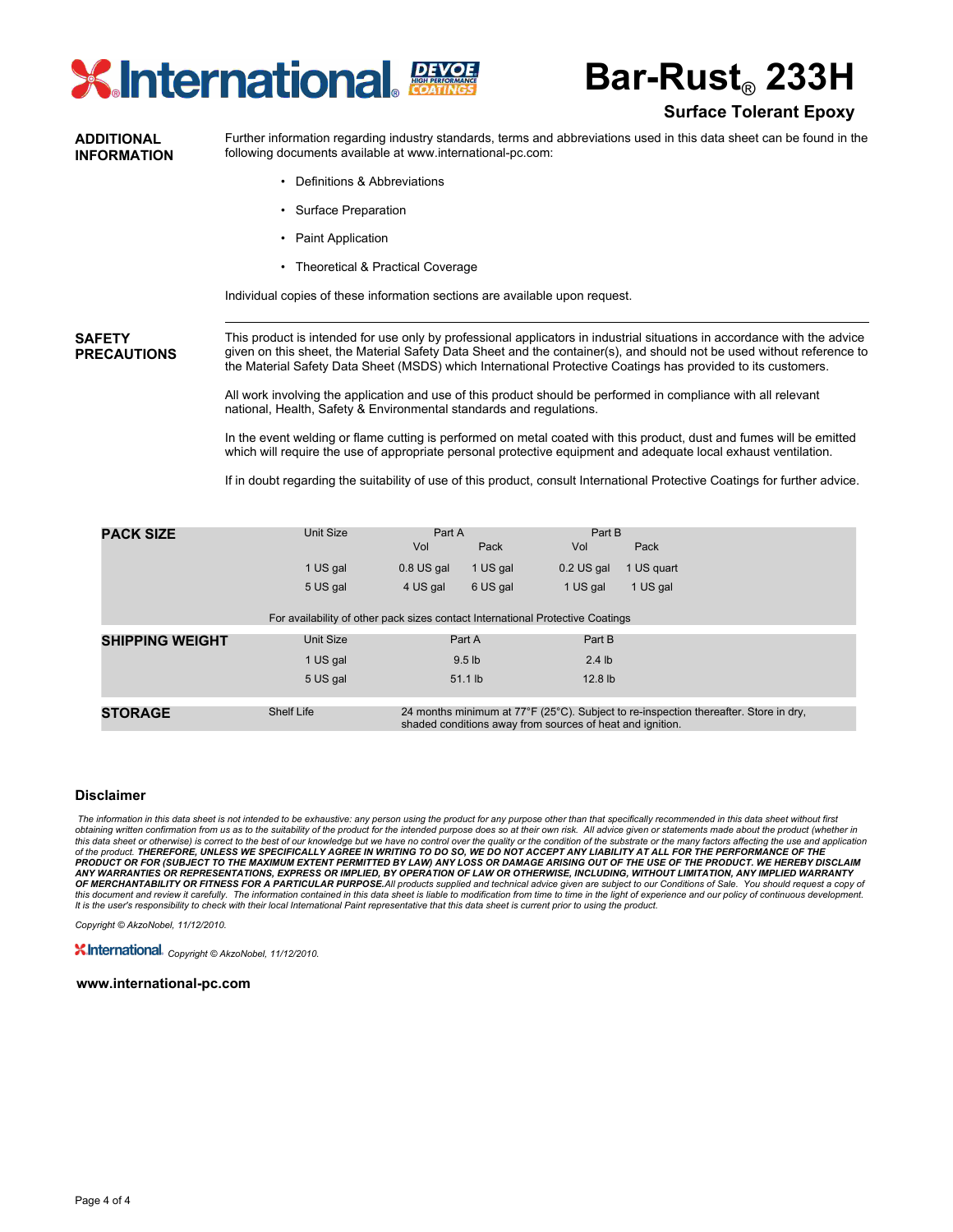# Bar-Rust® 233H

**Surface Tolerant Epoxy**

## ADDITIONAL INFORMATION

Further information regarding industry standards, terms and abbreviations used in this data sheet can be found in the following documents available at www.international-pc.com:

- Definitions & Abbreviations
- Surface Preparation
- Paint Application
- Theoretical & Practical Coverage

Individual copies of these information sections are available upon request.

## SAFETY PRECAUTIONS

This product is intended for use only by professional applicators in industrial situations in accordance with the advice given on this sheet, the Material Safety Data Sheet and the container(s), and should not be used without reference to the Material Safety Data Sheet (MSDS) which International Protective Coatings has provided to its customers.

All work involving the application and use of this product should be performed in compliance with all relevant national, Health, Safety & Environmental standards and regulations.

In the event welding or flame cutting is performed on metal coated with this product, dust and fumes will be emitted which will require the use of appropriate personal protective equipment and adequate local exhaust ventilation.

If in doubt regarding the suitability of use of this product, consult International Protective Coatings for further advice.

## PACK SIZE

| Unit Size | Part A | | Part B | |
|---|---|---|---|---|
| | Vol | Pack | Vol | Pack |
| 1 US gal | 0.8 US gal | 1 US gal | 0.2 US gal | 1 US quart |
| 5 US gal | 4 US gal | 6 US gal | 1 US gal | 1 US gal |

For availability of other pack sizes contact International Protective Coatings

## SHIPPING WEIGHT

| Unit Size | Part A | Part B |
|---|---|---|
| 1 US gal | 9.5 lb | 2.4 lb |
| 5 US gal | 51.1 lb | 12.8 lb |

## STORAGE

| | |
|---|---|
| Shelf Life | 24 months minimum at 77°F (25°C). Subject to re-inspection thereafter. Store in dry, shaded conditions away from sources of heat and ignition. |

## Disclaimer

*The information in this data sheet is not intended to be exhaustive: any person using the product for any purpose other than that specifically recommended in this data sheet without first obtaining written confirmation from us as to the suitability of the product for the intended purpose does so at their own risk. All advice given or statements made about the product (whether in this data sheet or otherwise) is correct to the best of our knowledge but we have no control over the quality or the condition of the substrate or the many factors affecting the use and application of the product.* ***THEREFORE, UNLESS WE SPECIFICALLY AGREE IN WRITING TO DO SO, WE DO NOT ACCEPT ANY LIABILITY AT ALL FOR THE PERFORMANCE OF THE PRODUCT OR FOR (SUBJECT TO THE MAXIMUM EXTENT PERMITTED BY LAW) ANY LOSS OR DAMAGE ARISING OUT OF THE USE OF THE PRODUCT. WE HEREBY DISCLAIM ANY WARRANTIES OR REPRESENTATIONS, EXPRESS OR IMPLIED, BY OPERATION OF LAW OR OTHERWISE, INCLUDING, WITHOUT LIMITATION, ANY IMPLIED WARRANTY OF MERCHANTABILITY OR FITNESS FOR A PARTICULAR PURPOSE.*** *All products supplied and technical advice given are subject to our Conditions of Sale. You should request a copy of this document and review it carefully. The information contained in this data sheet is liable to modification from time to time in the light of experience and our policy of continuous development. It is the user's responsibility to check with their local International Paint representative that this data sheet is current prior to using the product.*

*Copyright © AkzoNobel, 11/12/2010.*

International *Copyright © AkzoNobel, 11/12/2010.*

**www.international-pc.com**